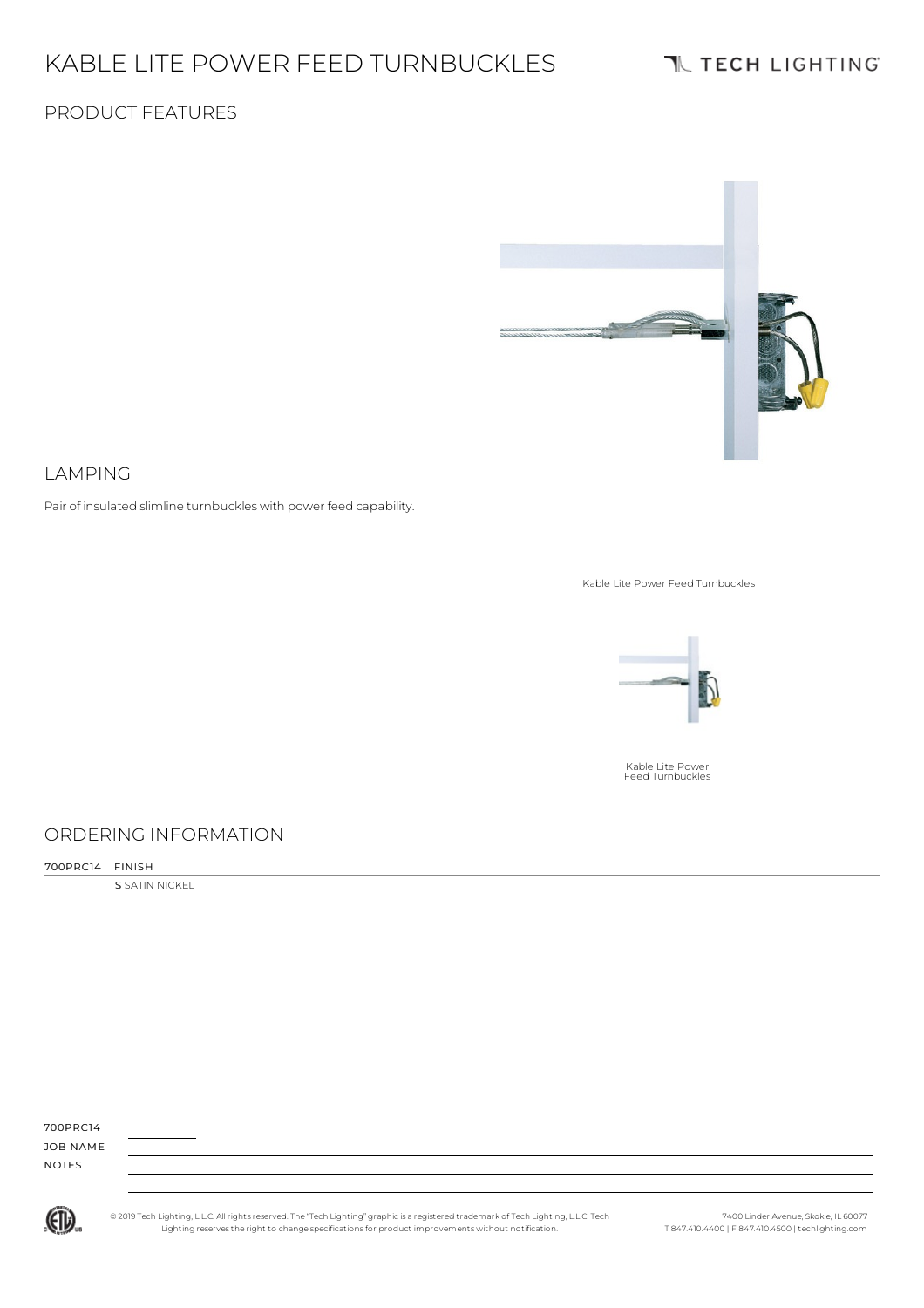# KABLE LITE POWER FEED TURNBUCKLES

TECH LIGHTING

## PRODUCT FEATURES

## LAMPING

Pair of insulated slimline turnbuckles with power feed capability.

Kable Lite Power Feed Turnbuckles

Kable Lite Power Feed Turnbuckles

## ORDERING INFORMATION

| 700PRC14 | FINISH |
|---|---|
| | **S** SATIN NICKEL |

700PRC14 \_\_\_\_\_\_\_\_

JOB NAME

NOTES

© 2019 Tech Lighting, L.L.C. All rights reserved. The "Tech Lighting" graphic is a registered trademark of Tech Lighting, L.L.C. Tech Lighting reserves the right to change specifications for product improvements without notification.

7400 Linder Avenue, Skokie, IL 60077
T 847.410.4400 | F 847.410.4500 | techlighting.com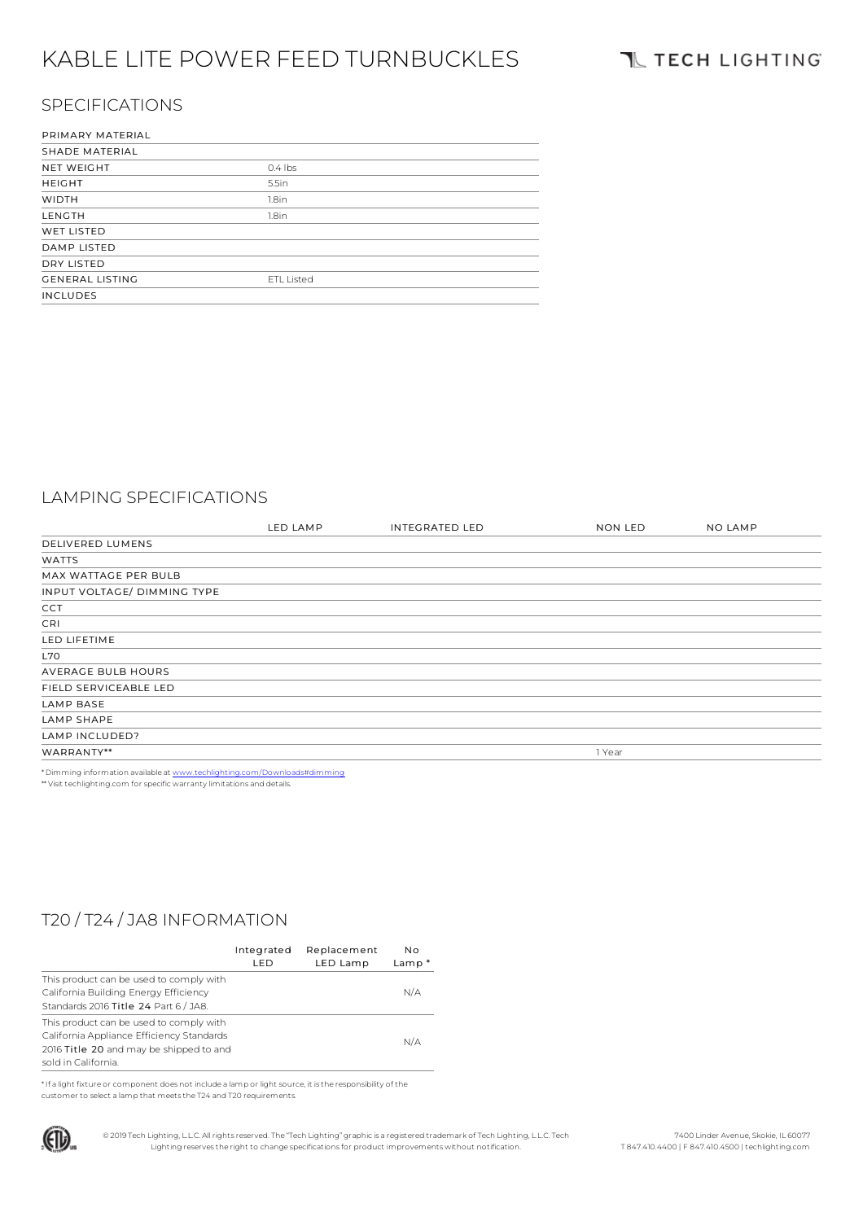# KABLE LITE POWER FEED TURNBUCKLES

## SPECIFICATIONS

| | |
|---|---|
| PRIMARY MATERIAL | |
| SHADE MATERIAL | |
| NET WEIGHT | 0.4 lbs |
| HEIGHT | 5.5in |
| WIDTH | 1.8in |
| LENGTH | 1.8in |
| WET LISTED | |
| DAMP LISTED | |
| DRY LISTED | |
| GENERAL LISTING | ETL Listed |
| INCLUDES | |

## LAMPING SPECIFICATIONS

| | LED LAMP | INTEGRATED LED | NON LED | NO LAMP |
|---|---|---|---|---|
| DELIVERED LUMENS | | | | |
| WATTS | | | | |
| MAX WATTAGE PER BULB | | | | |
| INPUT VOLTAGE/ DIMMING TYPE | | | | |
| CCT | | | | |
| CRI | | | | |
| LED LIFETIME | | | | |
| L70 | | | | |
| AVERAGE BULB HOURS | | | | |
| FIELD SERVICEABLE LED | | | | |
| LAMP BASE | | | | |
| LAMP SHAPE | | | | |
| LAMP INCLUDED? | | | | |
| WARRANTY** | | | 1 Year | |

* Dimming information available at www.techlighting.com/Downloads#dimming

** Visit techlighting.com for specific warranty limitations and details.

## T20 / T24 / JA8 INFORMATION

| | Integrated LED | Replacement LED Lamp | No Lamp * |
|---|---|---|---|
| This product can be used to comply with California Building Energy Efficiency Standards 2016 **Title 24** Part 6 / JA8. | | | N/A |
| This product can be used to comply with California Appliance Efficiency Standards 2016 **Title 20** and may be shipped to and sold in California. | | | N/A |

* If a light fixture or component does not include a lamp or light source, it is the responsibility of the customer to select a lamp that meets the T24 and T20 requirements.

© 2019 Tech Lighting, L.L.C. All rights reserved. The "Tech Lighting" graphic is a registered trademark of Tech Lighting, L.L.C. Tech Lighting reserves the right to change specifications for product improvements without notification.

7400 Linder Avenue, Skokie, IL 60077
T 847.410.4400 | F 847.410.4500 | techlighting.com